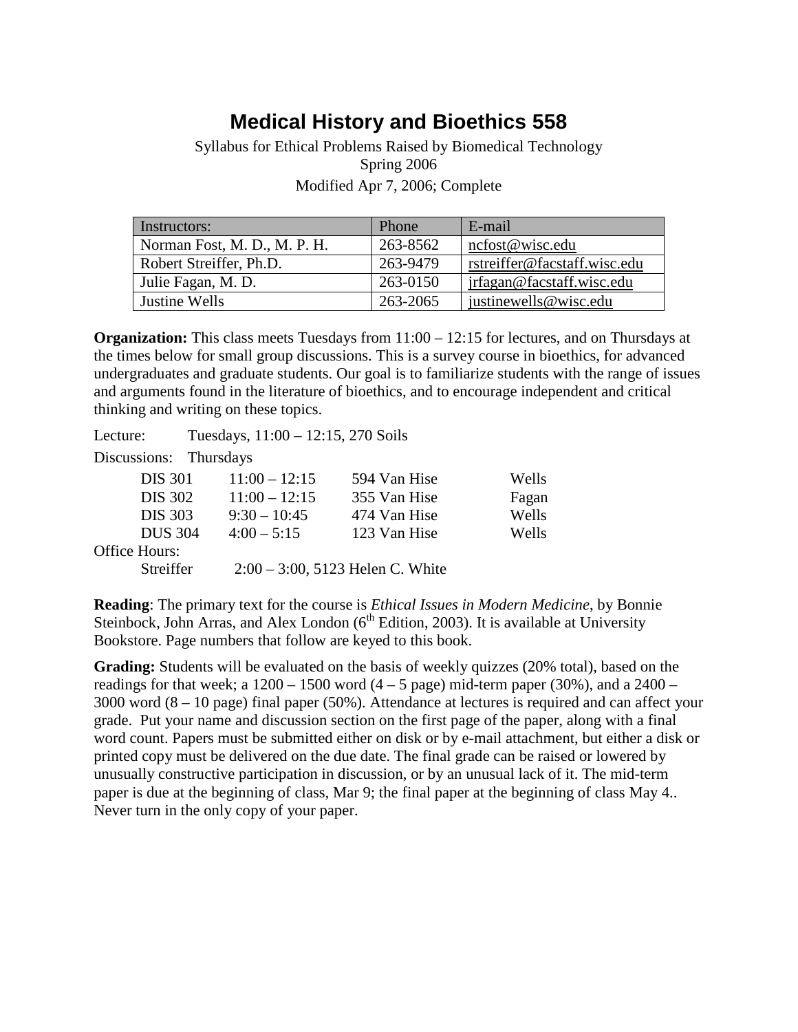# Medical History and Bioethics 558

Syllabus for Ethical Problems Raised by Biomedical Technology
Spring 2006
Modified Apr 7, 2006; Complete

| Instructors: | Phone | E-mail |
|---|---|---|
| Norman Fost, M. D., M. P. H. | 263-8562 | ncfost@wisc.edu |
| Robert Streiffer, Ph.D. | 263-9479 | rstreiffer@facstaff.wisc.edu |
| Julie Fagan, M. D. | 263-0150 | jrfagan@facstaff.wisc.edu |
| Justine Wells | 263-2065 | justinewells@wisc.edu |

**Organization:** This class meets Tuesdays from 11:00 – 12:15 for lectures, and on Thursdays at the times below for small group discussions. This is a survey course in bioethics, for advanced undergraduates and graduate students. Our goal is to familiarize students with the range of issues and arguments found in the literature of bioethics, and to encourage independent and critical thinking and writing on these topics.

Lecture: Tuesdays, 11:00 – 12:15, 270 Soils

Discussions: Thursdays

| | | | |
|---|---|---|---|
| DIS 301 | 11:00 – 12:15 | 594 Van Hise | Wells |
| DIS 302 | 11:00 – 12:15 | 355 Van Hise | Fagan |
| DIS 303 | 9:30 – 10:45 | 474 Van Hise | Wells |
| DUS 304 | 4:00 – 5:15 | 123 Van Hise | Wells |

Office Hours:

Streiffer 2:00 – 3:00, 5123 Helen C. White

**Reading**: The primary text for the course is *Ethical Issues in Modern Medicine*, by Bonnie Steinbock, John Arras, and Alex London (6th Edition, 2003). It is available at University Bookstore. Page numbers that follow are keyed to this book.

**Grading:** Students will be evaluated on the basis of weekly quizzes (20% total), based on the readings for that week; a 1200 – 1500 word (4 – 5 page) mid-term paper (30%), and a 2400 – 3000 word (8 – 10 page) final paper (50%). Attendance at lectures is required and can affect your grade. Put your name and discussion section on the first page of the paper, along with a final word count. Papers must be submitted either on disk or by e-mail attachment, but either a disk or printed copy must be delivered on the due date. The final grade can be raised or lowered by unusually constructive participation in discussion, or by an unusual lack of it. The mid-term paper is due at the beginning of class, Mar 9; the final paper at the beginning of class May 4.. Never turn in the only copy of your paper.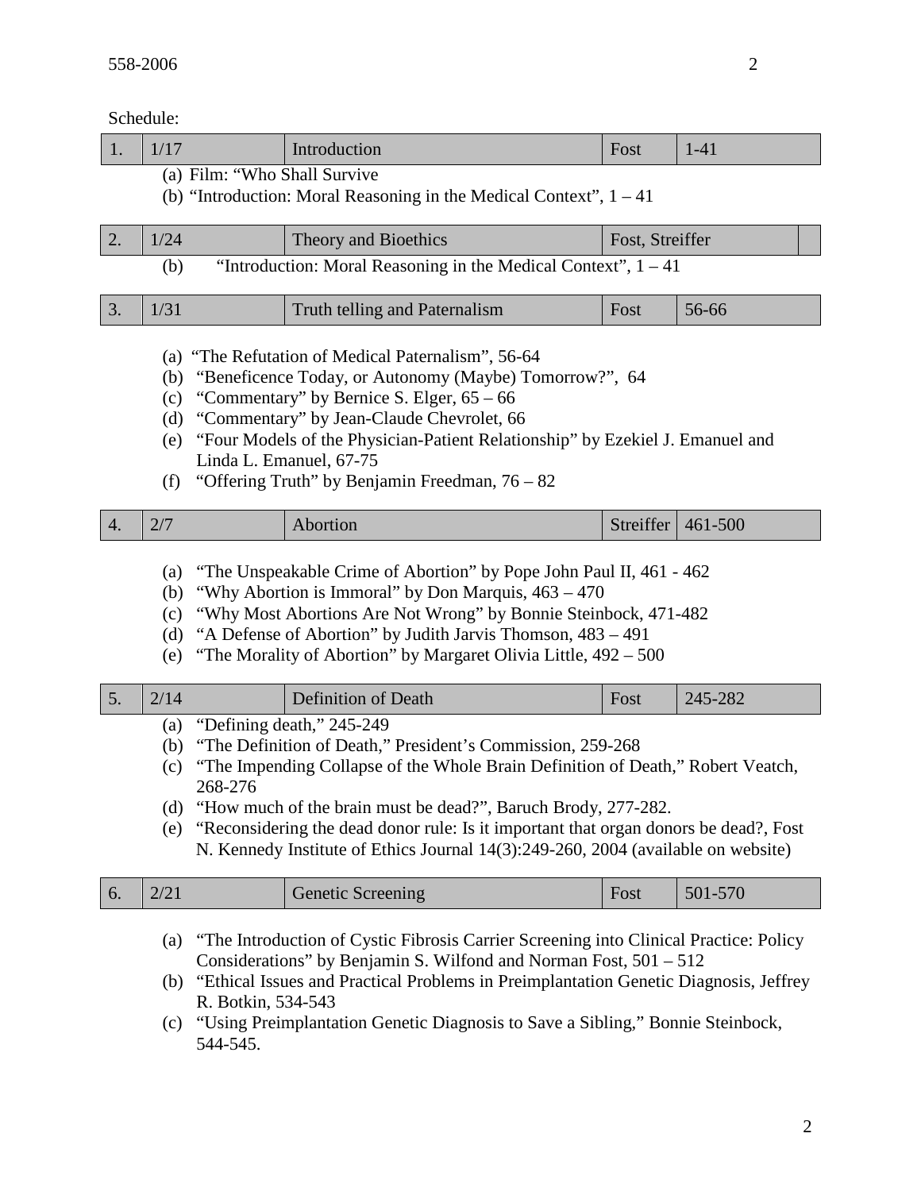Schedule:

| 1. | 1/17 | Introduction | Fost | 1-41 |
|---|---|---|---|---|

(a) Film: "Who Shall Survive
(b) "Introduction: Moral Reasoning in the Medical Context", 1 – 41

| 2. | 1/24 | Theory and Bioethics | Fost, Streiffer | |
|---|---|---|---|---|

(b) "Introduction: Moral Reasoning in the Medical Context", 1 – 41

| 3. | 1/31 | Truth telling and Paternalism | Fost | 56-66 |
|---|---|---|---|---|

(a) "The Refutation of Medical Paternalism", 56-64
(b) "Beneficence Today, or Autonomy (Maybe) Tomorrow?", 64
(c) "Commentary" by Bernice S. Elger, 65 – 66
(d) "Commentary" by Jean-Claude Chevrolet, 66
(e) "Four Models of the Physician-Patient Relationship" by Ezekiel J. Emanuel and Linda L. Emanuel, 67-75
(f) "Offering Truth" by Benjamin Freedman, 76 – 82

| 4. | 2/7 | Abortion | Streiffer | 461-500 |
|---|---|---|---|---|

(a) "The Unspeakable Crime of Abortion" by Pope John Paul II, 461 - 462
(b) "Why Abortion is Immoral" by Don Marquis, 463 – 470
(c) "Why Most Abortions Are Not Wrong" by Bonnie Steinbock, 471-482
(d) "A Defense of Abortion" by Judith Jarvis Thomson, 483 – 491
(e) "The Morality of Abortion" by Margaret Olivia Little, 492 – 500

| 5. | 2/14 | Definition of Death | Fost | 245-282 |
|---|---|---|---|---|

(a) "Defining death," 245-249
(b) "The Definition of Death," President's Commission, 259-268
(c) "The Impending Collapse of the Whole Brain Definition of Death," Robert Veatch, 268-276
(d) "How much of the brain must be dead?", Baruch Brody, 277-282.
(e) "Reconsidering the dead donor rule: Is it important that organ donors be dead?, Fost N. Kennedy Institute of Ethics Journal 14(3):249-260, 2004 (available on website)

| 6. | 2/21 | Genetic Screening | Fost | 501-570 |
|---|---|---|---|---|

(a) "The Introduction of Cystic Fibrosis Carrier Screening into Clinical Practice: Policy Considerations" by Benjamin S. Wilfond and Norman Fost, 501 – 512
(b) "Ethical Issues and Practical Problems in Preimplantation Genetic Diagnosis, Jeffrey R. Botkin, 534-543
(c) "Using Preimplantation Genetic Diagnosis to Save a Sibling," Bonnie Steinbock, 544-545.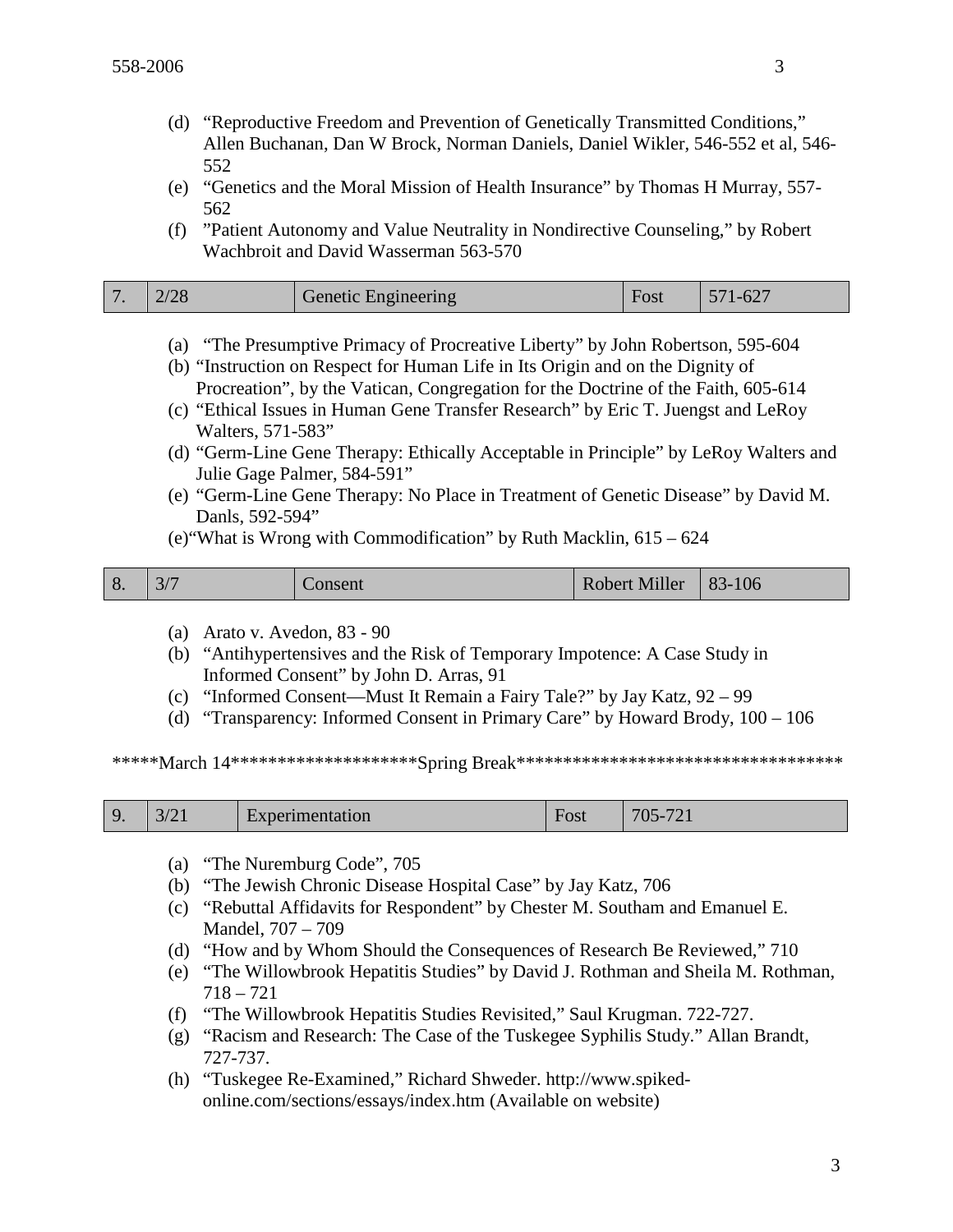(d) "Reproductive Freedom and Prevention of Genetically Transmitted Conditions," Allen Buchanan, Dan W Brock, Norman Daniels, Daniel Wikler, 546-552 et al, 546-552
(e) "Genetics and the Moral Mission of Health Insurance" by Thomas H Murray, 557-562
(f) "Patient Autonomy and Value Neutrality in Nondirective Counseling," by Robert Wachbroit and David Wasserman 563-570

| 7. | 2/28 | Genetic Engineering | Fost | 571-627 |
|---|---|---|---|---|

(a) "The Presumptive Primacy of Procreative Liberty" by John Robertson, 595-604
(b) "Instruction on Respect for Human Life in Its Origin and on the Dignity of Procreation", by the Vatican, Congregation for the Doctrine of the Faith, 605-614
(c) "Ethical Issues in Human Gene Transfer Research" by Eric T. Juengst and LeRoy Walters, 571-583"
(d) "Germ-Line Gene Therapy: Ethically Acceptable in Principle" by LeRoy Walters and Julie Gage Palmer, 584-591"
(e) "Germ-Line Gene Therapy: No Place in Treatment of Genetic Disease" by David M. Danls, 592-594"
(e)"What is Wrong with Commodification" by Ruth Macklin, 615 – 624

| 8. | 3/7 | Consent | Robert Miller | 83-106 |
|---|---|---|---|---|

(a) Arato v. Avedon, 83 - 90
(b) "Antihypertensives and the Risk of Temporary Impotence: A Case Study in Informed Consent" by John D. Arras, 91
(c) "Informed Consent—Must It Remain a Fairy Tale?" by Jay Katz, 92 – 99
(d) "Transparency: Informed Consent in Primary Care" by Howard Brody, 100 – 106

*****March 14********************Spring Break***********************************

| 9. | 3/21 | Experimentation | Fost | 705-721 |
|---|---|---|---|---|

(a) "The Nuremburg Code", 705
(b) "The Jewish Chronic Disease Hospital Case" by Jay Katz, 706
(c) "Rebuttal Affidavits for Respondent" by Chester M. Southam and Emanuel E. Mandel, 707 – 709
(d) "How and by Whom Should the Consequences of Research Be Reviewed," 710
(e) "The Willowbrook Hepatitis Studies" by David J. Rothman and Sheila M. Rothman, 718 – 721
(f) "The Willowbrook Hepatitis Studies Revisited," Saul Krugman. 722-727.
(g) "Racism and Research: The Case of the Tuskegee Syphilis Study." Allan Brandt, 727-737.
(h) "Tuskegee Re-Examined," Richard Shweder. http://www.spiked-online.com/sections/essays/index.htm (Available on website)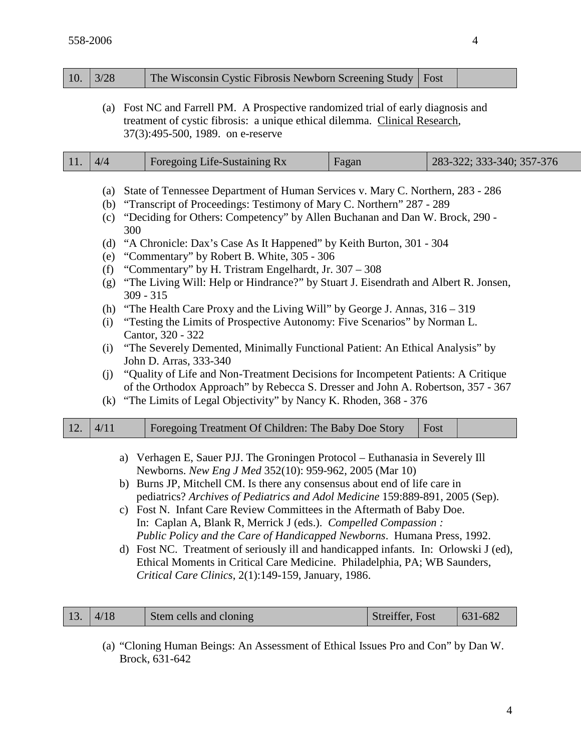| 10. | 3/28 | The Wisconsin Cystic Fibrosis Newborn Screening Study | Fost | |
|---|---|---|---|---|

(a) Fost NC and Farrell PM. A Prospective randomized trial of early diagnosis and treatment of cystic fibrosis: a unique ethical dilemma. Clinical Research, 37(3):495-500, 1989. on e-reserve

| 11. | 4/4 | Foregoing Life-Sustaining Rx | Fagan | 283-322; 333-340; 357-376 |
|---|---|---|---|---|

(a) State of Tennessee Department of Human Services v. Mary C. Northern, 283 - 286
(b) "Transcript of Proceedings: Testimony of Mary C. Northern" 287 - 289
(c) "Deciding for Others: Competency" by Allen Buchanan and Dan W. Brock, 290 - 300
(d) "A Chronicle: Dax's Case As It Happened" by Keith Burton, 301 - 304
(e) "Commentary" by Robert B. White, 305 - 306
(f) "Commentary" by H. Tristram Engelhardt, Jr. 307 – 308
(g) "The Living Will: Help or Hindrance?" by Stuart J. Eisendrath and Albert R. Jonsen, 309 - 315
(h) "The Health Care Proxy and the Living Will" by George J. Annas, 316 – 319
(i) "Testing the Limits of Prospective Autonomy: Five Scenarios" by Norman L. Cantor, 320 - 322
(i) "The Severely Demented, Minimally Functional Patient: An Ethical Analysis" by John D. Arras, 333-340
(j) "Quality of Life and Non-Treatment Decisions for Incompetent Patients: A Critique of the Orthodox Approach" by Rebecca S. Dresser and John A. Robertson, 357 - 367
(k) "The Limits of Legal Objectivity" by Nancy K. Rhoden, 368 - 376

| 12. | 4/11 | Foregoing Treatment Of Children: The Baby Doe Story | Fost | |
|---|---|---|---|---|

a) Verhagen E, Sauer PJJ. The Groningen Protocol – Euthanasia in Severely Ill Newborns. *New Eng J Med* 352(10): 959-962, 2005 (Mar 10)
b) Burns JP, Mitchell CM. Is there any consensus about end of life care in pediatrics? *Archives of Pediatrics and Adol Medicine* 159:889-891, 2005 (Sep).
c) Fost N. Infant Care Review Committees in the Aftermath of Baby Doe. In: Caplan A, Blank R, Merrick J (eds.). *Compelled Compassion : Public Policy and the Care of Handicapped Newborns*. Humana Press, 1992.
d) Fost NC. Treatment of seriously ill and handicapped infants. In: Orlowski J (ed), Ethical Moments in Critical Care Medicine. Philadelphia, PA; WB Saunders, *Critical Care Clinics*, 2(1):149-159, January, 1986.

| 13. | 4/18 | Stem cells and cloning | Streiffer, Fost | 631-682 |
|---|---|---|---|---|

(a) "Cloning Human Beings: An Assessment of Ethical Issues Pro and Con" by Dan W. Brock, 631-642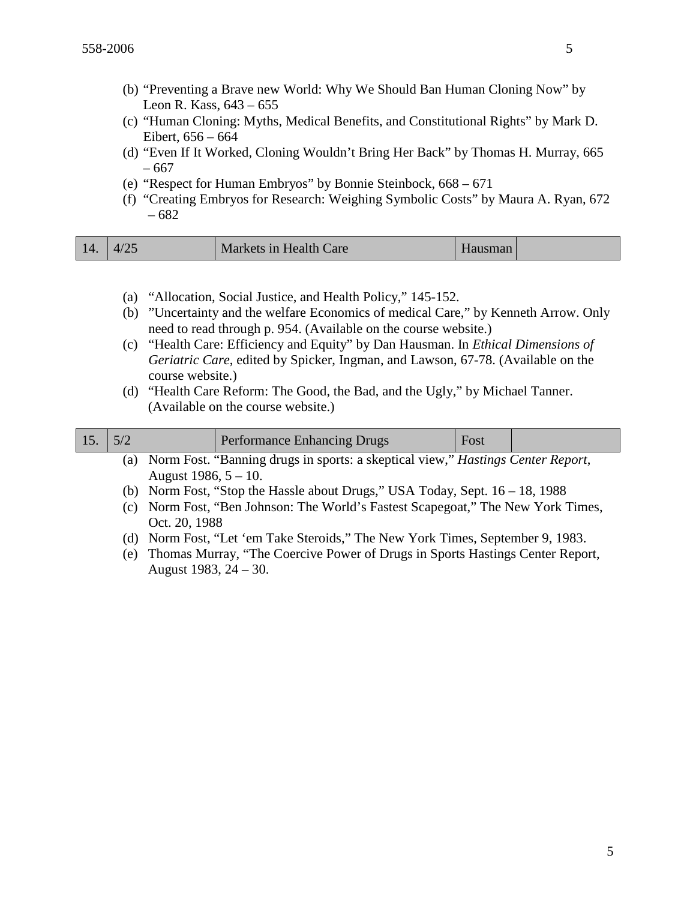(b) "Preventing a Brave new World: Why We Should Ban Human Cloning Now" by Leon R. Kass, 643 – 655
(c) "Human Cloning: Myths, Medical Benefits, and Constitutional Rights" by Mark D. Eibert, 656 – 664
(d) "Even If It Worked, Cloning Wouldn't Bring Her Back" by Thomas H. Murray, 665 – 667
(e) "Respect for Human Embryos" by Bonnie Steinbock, 668 – 671
(f) "Creating Embryos for Research: Weighing Symbolic Costs" by Maura A. Ryan, 672 – 682

| | | | | |
|---|---|---|---|---|
| 14. | 4/25 | Markets in Health Care | Hausman | |

(a) "Allocation, Social Justice, and Health Policy," 145-152.
(b) "Uncertainty and the welfare Economics of medical Care," by Kenneth Arrow. Only need to read through p. 954. (Available on the course website.)
(c) "Health Care: Efficiency and Equity" by Dan Hausman. In *Ethical Dimensions of Geriatric Care*, edited by Spicker, Ingman, and Lawson, 67-78. (Available on the course website.)
(d) "Health Care Reform: The Good, the Bad, and the Ugly," by Michael Tanner. (Available on the course website.)

| | | | | |
|---|---|---|---|---|
| 15. | 5/2 | Performance Enhancing Drugs | Fost | |

(a) Norm Fost. "Banning drugs in sports: a skeptical view," *Hastings Center Report*, August 1986, 5 – 10.
(b) Norm Fost, "Stop the Hassle about Drugs," USA Today, Sept. 16 – 18, 1988
(c) Norm Fost, "Ben Johnson: The World's Fastest Scapegoat," The New York Times, Oct. 20, 1988
(d) Norm Fost, "Let 'em Take Steroids," The New York Times, September 9, 1983.
(e) Thomas Murray, "The Coercive Power of Drugs in Sports Hastings Center Report, August 1983, 24 – 30.